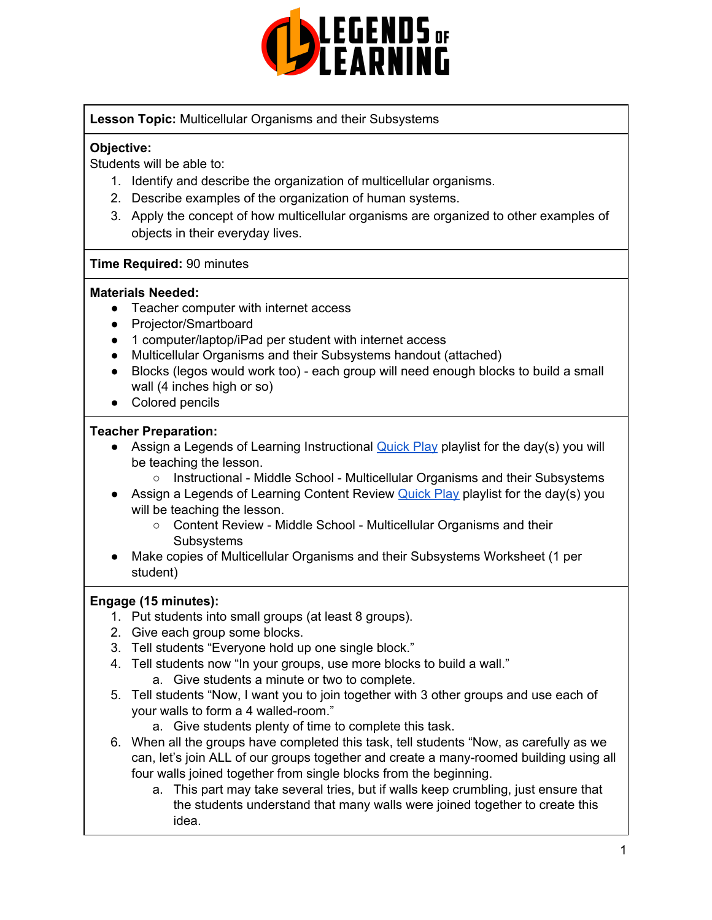**Lesson Topic:** Multicellular Organisms and their Subsystems

**Objective:**
Students will be able to:

1. Identify and describe the organization of multicellular organisms.
2. Describe examples of the organization of human systems.
3. Apply the concept of how multicellular organisms are organized to other examples of objects in their everyday lives.

**Time Required:** 90 minutes

**Materials Needed:**

- Teacher computer with internet access
- Projector/Smartboard
- 1 computer/laptop/iPad per student with internet access
- Multicellular Organisms and their Subsystems handout (attached)
- Blocks (legos would work too) - each group will need enough blocks to build a small wall (4 inches high or so)
- Colored pencils

**Teacher Preparation:**

- Assign a Legends of Learning Instructional Quick Play playlist for the day(s) you will be teaching the lesson.
  - Instructional - Middle School - Multicellular Organisms and their Subsystems
- Assign a Legends of Learning Content Review Quick Play playlist for the day(s) you will be teaching the lesson.
  - Content Review - Middle School - Multicellular Organisms and their Subsystems
- Make copies of Multicellular Organisms and their Subsystems Worksheet (1 per student)

**Engage (15 minutes):**

1. Put students into small groups (at least 8 groups).
2. Give each group some blocks.
3. Tell students "Everyone hold up one single block."
4. Tell students now "In your groups, use more blocks to build a wall."
   a. Give students a minute or two to complete.
5. Tell students "Now, I want you to join together with 3 other groups and use each of your walls to form a 4 walled-room."
   a. Give students plenty of time to complete this task.
6. When all the groups have completed this task, tell students "Now, as carefully as we can, let's join ALL of our groups together and create a many-roomed building using all four walls joined together from single blocks from the beginning.
   a. This part may take several tries, but if walls keep crumbling, just ensure that the students understand that many walls were joined together to create this idea.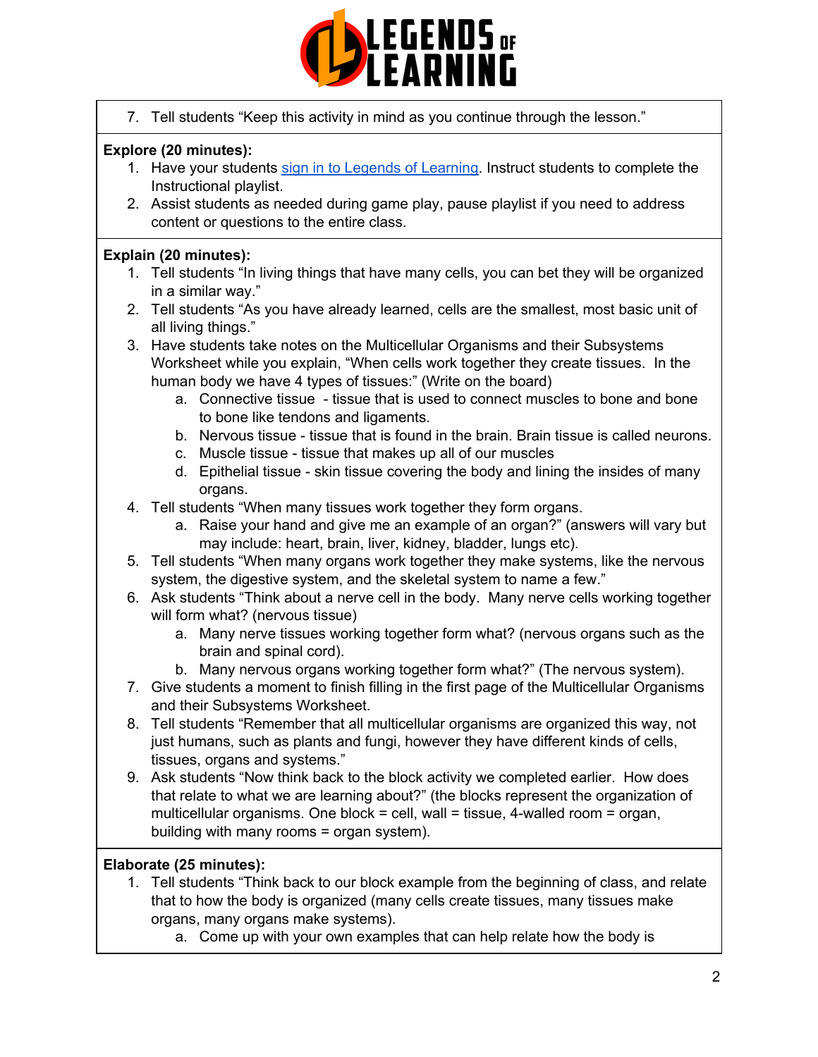7. Tell students "Keep this activity in mind as you continue through the lesson."

**Explore (20 minutes):**

1. Have your students [sign in to Legends of Learning](). Instruct students to complete the Instructional playlist.
2. Assist students as needed during game play, pause playlist if you need to address content or questions to the entire class.

**Explain (20 minutes):**

1. Tell students "In living things that have many cells, you can bet they will be organized in a similar way."
2. Tell students "As you have already learned, cells are the smallest, most basic unit of all living things."
3. Have students take notes on the Multicellular Organisms and their Subsystems Worksheet while you explain, "When cells work together they create tissues. In the human body we have 4 types of tissues:" (Write on the board)
    a. Connective tissue - tissue that is used to connect muscles to bone and bone to bone like tendons and ligaments.
    b. Nervous tissue - tissue that is found in the brain. Brain tissue is called neurons.
    c. Muscle tissue - tissue that makes up all of our muscles
    d. Epithelial tissue - skin tissue covering the body and lining the insides of many organs.
4. Tell students "When many tissues work together they form organs.
    a. Raise your hand and give me an example of an organ?" (answers will vary but may include: heart, brain, liver, kidney, bladder, lungs etc).
5. Tell students "When many organs work together they make systems, like the nervous system, the digestive system, and the skeletal system to name a few."
6. Ask students "Think about a nerve cell in the body. Many nerve cells working together will form what? (nervous tissue)
    a. Many nerve tissues working together form what? (nervous organs such as the brain and spinal cord).
    b. Many nervous organs working together form what?" (The nervous system).
7. Give students a moment to finish filling in the first page of the Multicellular Organisms and their Subsystems Worksheet.
8. Tell students "Remember that all multicellular organisms are organized this way, not just humans, such as plants and fungi, however they have different kinds of cells, tissues, organs and systems."
9. Ask students "Now think back to the block activity we completed earlier. How does that relate to what we are learning about?" (the blocks represent the organization of multicellular organisms. One block = cell, wall = tissue, 4-walled room = organ, building with many rooms = organ system).

**Elaborate (25 minutes):**

1. Tell students "Think back to our block example from the beginning of class, and relate that to how the body is organized (many cells create tissues, many tissues make organs, many organs make systems).
    a. Come up with your own examples that can help relate how the body is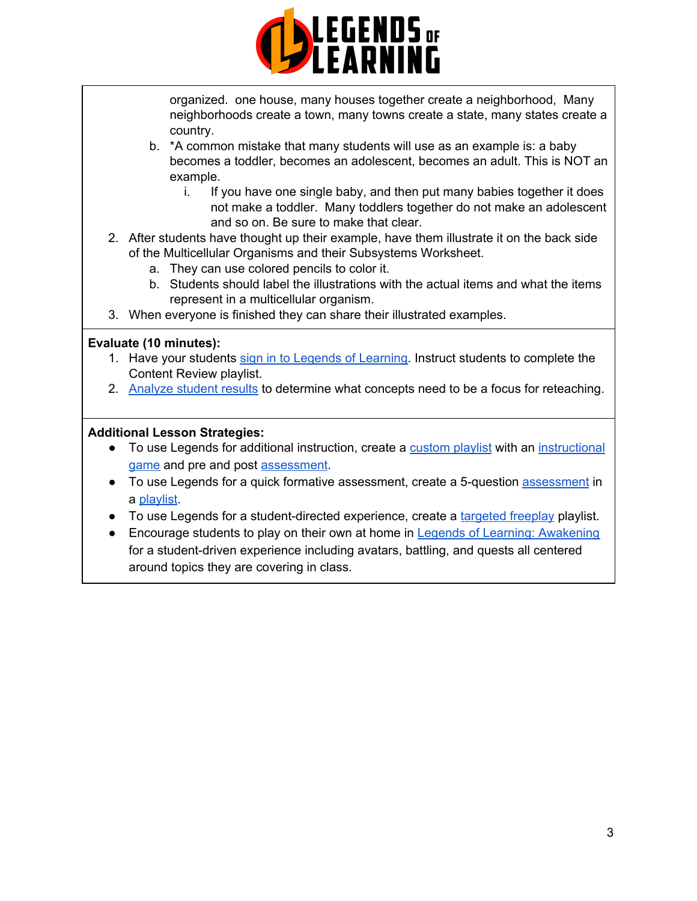organized.  one house, many houses together create a neighborhood,  Many neighborhoods create a town, many towns create a state, many states create a country.

   b. *A common mistake that many students will use as an example is: a baby becomes a toddler, becomes an adolescent, becomes an adult. This is NOT an example.
      i. If you have one single baby, and then put many babies together it does not make a toddler.  Many toddlers together do not make an adolescent and so on. Be sure to make that clear.

2. After students have thought up their example, have them illustrate it on the back side of the Multicellular Organisms and their Subsystems Worksheet.
   a. They can use colored pencils to color it.
   b. Students should label the illustrations with the actual items and what the items represent in a multicellular organism.
3. When everyone is finished they can share their illustrated examples.

**Evaluate (10 minutes):**

1. Have your students sign in to Legends of Learning. Instruct students to complete the Content Review playlist.
2. Analyze student results to determine what concepts need to be a focus for reteaching.

**Additional Lesson Strategies:**

- To use Legends for additional instruction, create a custom playlist with an instructional game and pre and post assessment.
- To use Legends for a quick formative assessment, create a 5-question assessment in a playlist.
- To use Legends for a student-directed experience, create a targeted freeplay playlist.
- Encourage students to play on their own at home in Legends of Learning: Awakening for a student-driven experience including avatars, battling, and quests all centered around topics they are covering in class.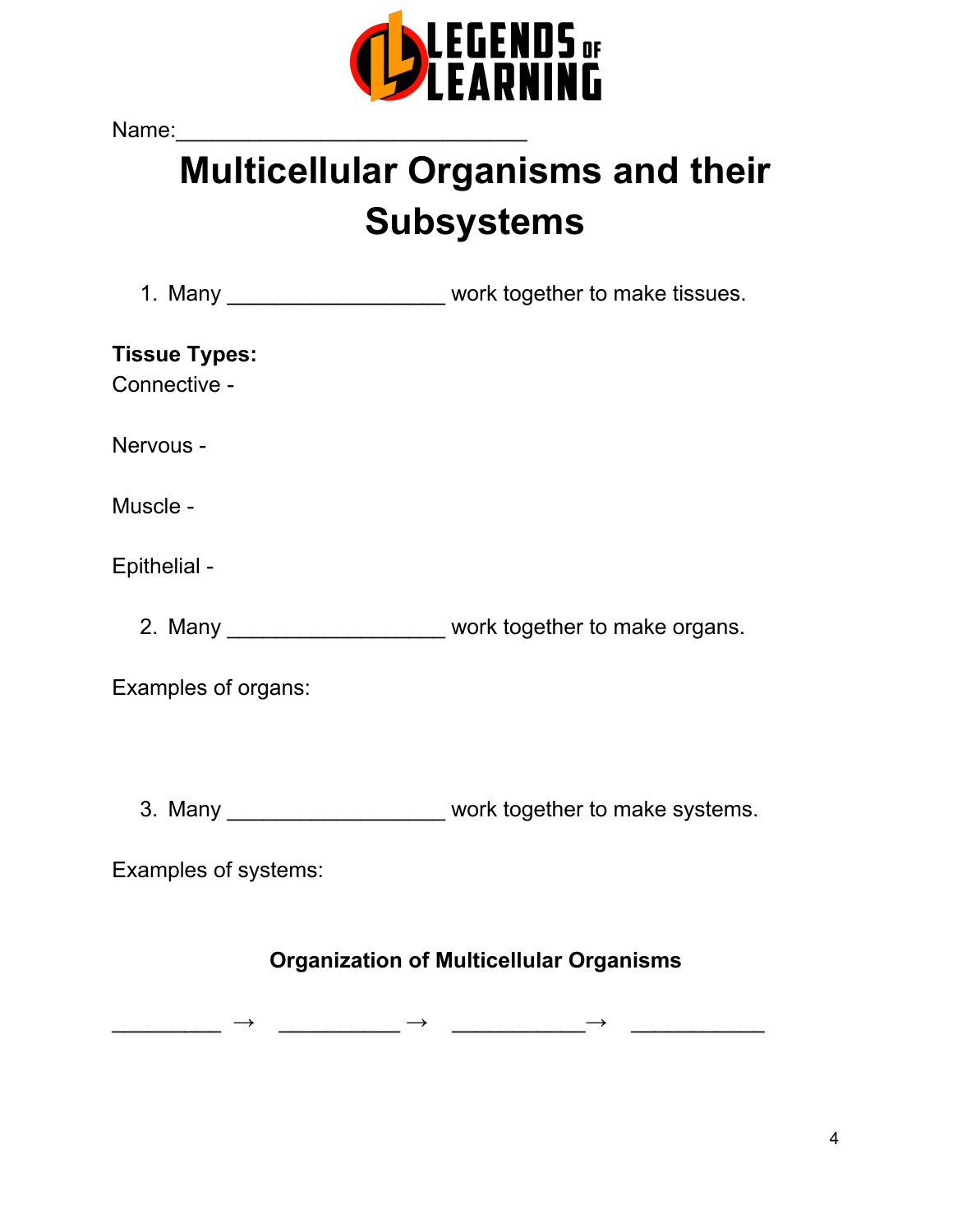Name:____________________________

# Multicellular Organisms and their Subsystems

1. Many __________________ work together to make tissues.

**Tissue Types:**

Connective -

Nervous -

Muscle -

Epithelial -

2. Many __________________ work together to make organs.

Examples of organs:

3. Many __________________ work together to make systems.

Examples of systems:

**Organization of Multicellular Organisms**

_________ → __________ → ___________→ ___________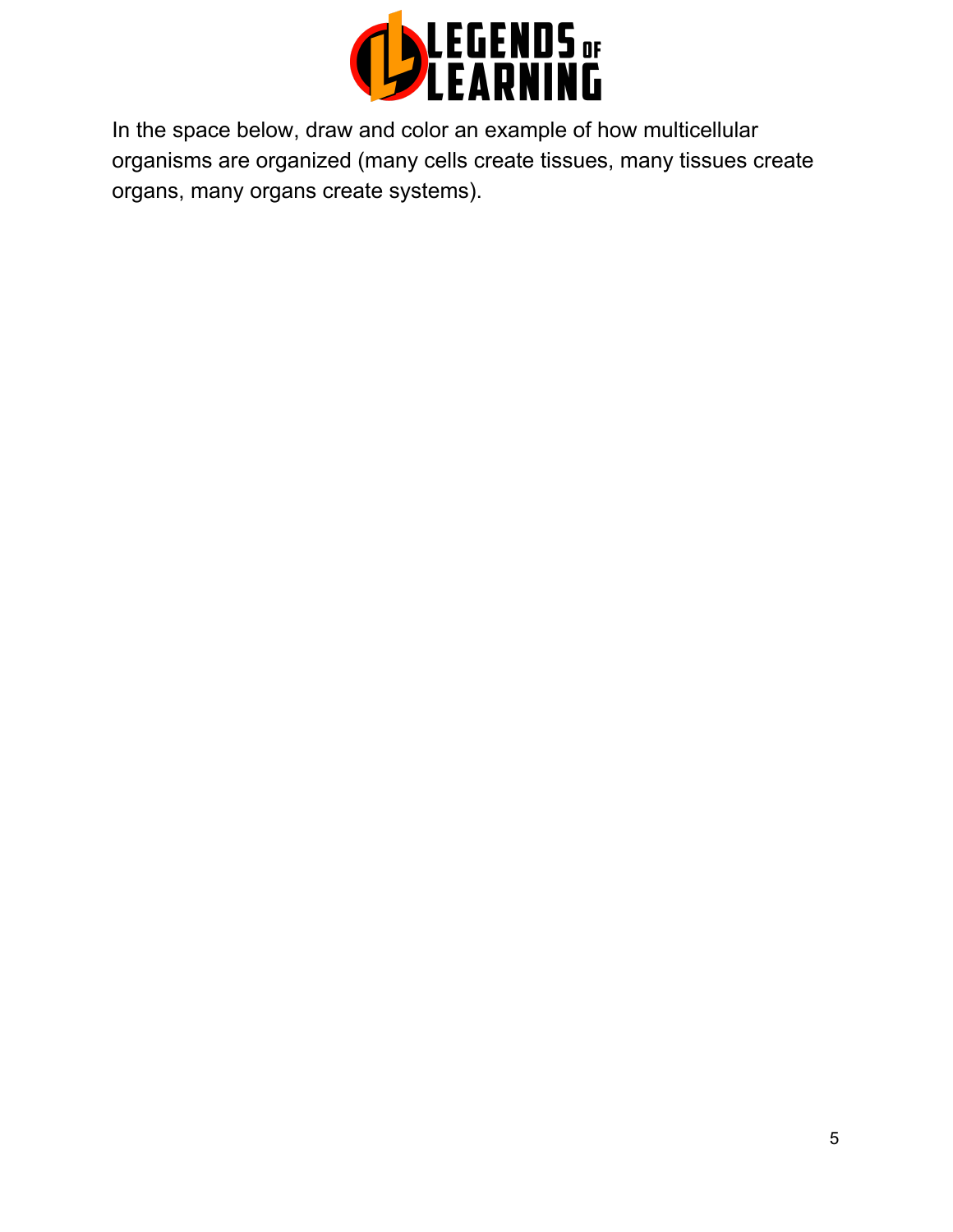In the space below, draw and color an example of how multicellular organisms are organized (many cells create tissues, many tissues create organs, many organs create systems).